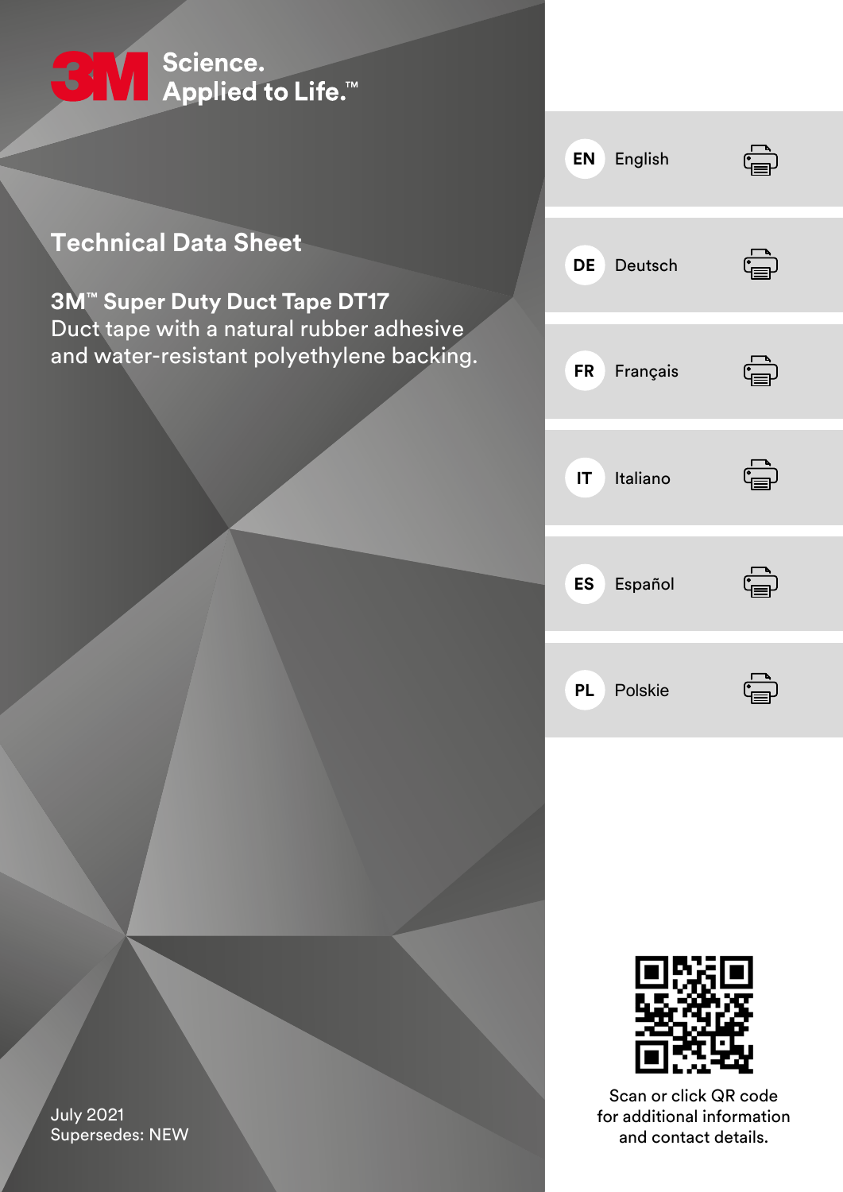3M Science. Applied to Life.™

# Technical Data Sheet

## 3M™ Super Duty Duct Tape DT17

Duct tape with a natural rubber adhesive and water-resistant polyethylene backing.

- **EN** English
- **DE** Deutsch
- **FR** Français
- **IT** Italiano
- **ES** Español
- **PL** Polskie

Scan or click QR code for additional information and contact details.

July 2021
Supersedes: NEW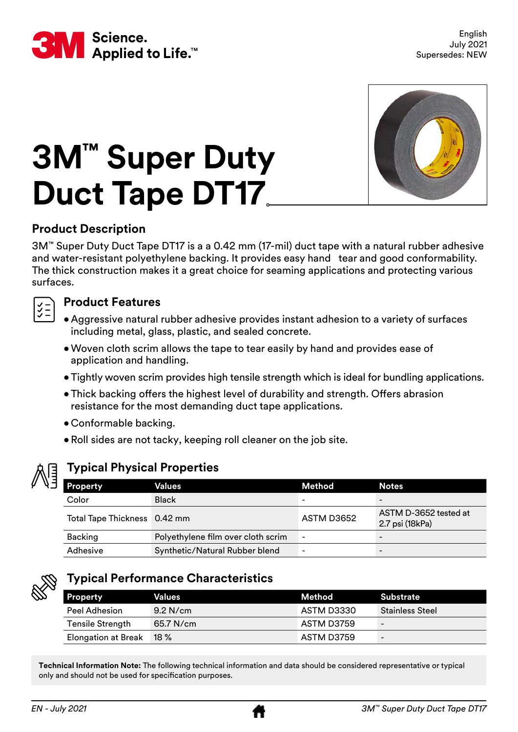3M Science. Applied to Life.™

English
July 2021
Supersedes: NEW

# 3M™ Super Duty Duct Tape DT17

## Product Description

3M™ Super Duty Duct Tape DT17 is a a 0.42 mm (17-mil) duct tape with a natural rubber adhesive and water-resistant polyethylene backing. It provides easy hand tear and good conformability. The thick construction makes it a great choice for seaming applications and protecting various surfaces.

## Product Features

- Aggressive natural rubber adhesive provides instant adhesion to a variety of surfaces including metal, glass, plastic, and sealed concrete.
- Woven cloth scrim allows the tape to tear easily by hand and provides ease of application and handling.
- Tightly woven scrim provides high tensile strength which is ideal for bundling applications.
- Thick backing offers the highest level of durability and strength. Offers abrasion resistance for the most demanding duct tape applications.
- Conformable backing.
- Roll sides are not tacky, keeping roll cleaner on the job site.

## Typical Physical Properties

| Property | Values | Method | Notes |
|---|---|---|---|
| Color | Black | - | - |
| Total Tape Thickness | 0.42 mm | ASTM D3652 | ASTM D-3652 tested at 2.7 psi (18kPa) |
| Backing | Polyethylene film over cloth scrim | - | - |
| Adhesive | Synthetic/Natural Rubber blend | - | - |

## Typical Performance Characteristics

| Property | Values | Method | Substrate |
|---|---|---|---|
| Peel Adhesion | 9.2 N/cm | ASTM D3330 | Stainless Steel |
| Tensile Strength | 65.7 N/cm | ASTM D3759 | - |
| Elongation at Break | 18 % | ASTM D3759 | - |

**Technical Information Note:** The following technical information and data should be considered representative or typical only and should not be used for specification purposes.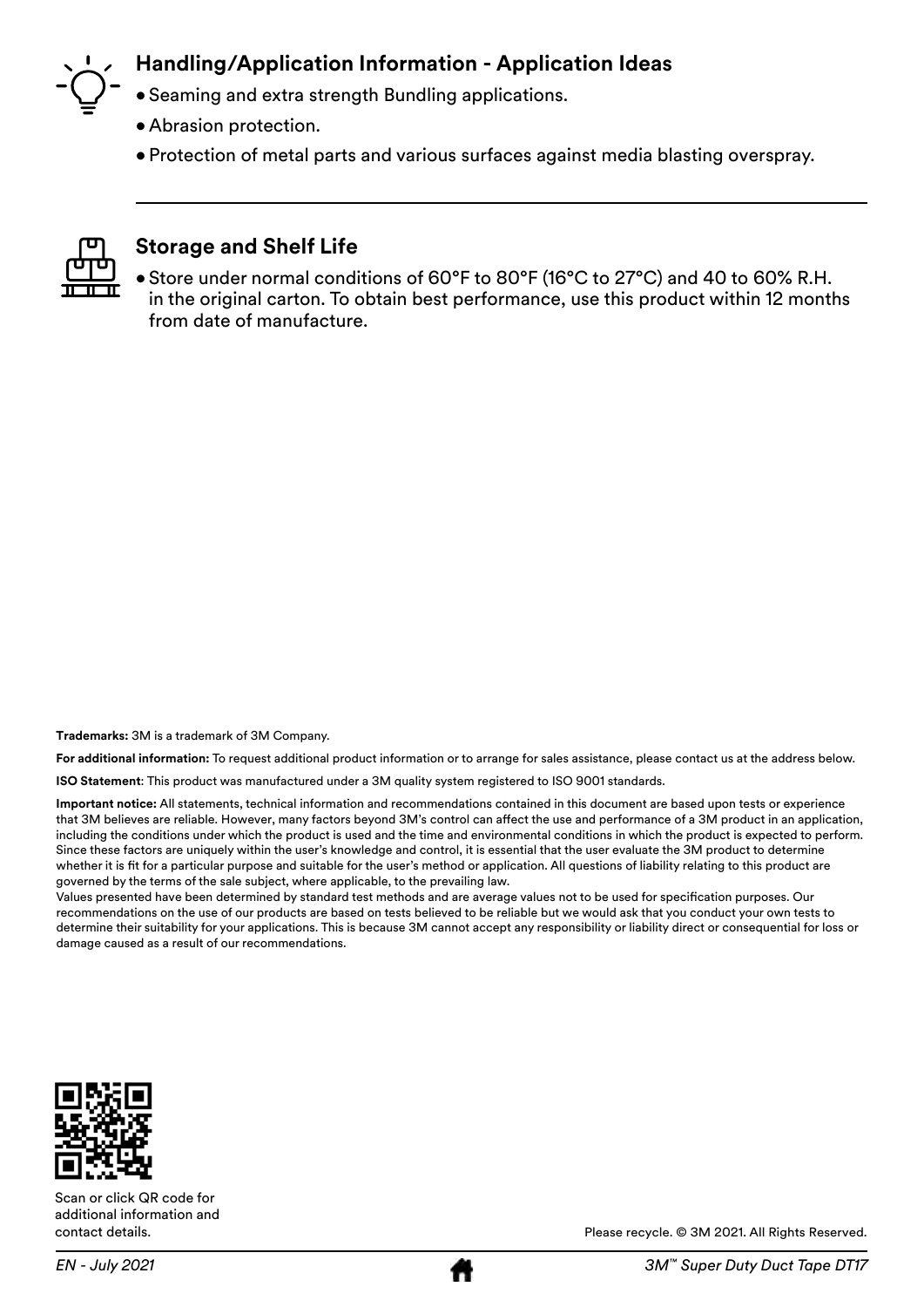## Handling/Application Information - Application Ideas

- Seaming and extra strength Bundling applications.
- Abrasion protection.
- Protection of metal parts and various surfaces against media blasting overspray.

## Storage and Shelf Life

- Store under normal conditions of 60°F to 80°F (16°C to 27°C) and 40 to 60% R.H. in the original carton. To obtain best performance, use this product within 12 months from date of manufacture.

**Trademarks:** 3M is a trademark of 3M Company.

**For additional information:** To request additional product information or to arrange for sales assistance, please contact us at the address below.

**ISO Statement**: This product was manufactured under a 3M quality system registered to ISO 9001 standards.

**Important notice:** All statements, technical information and recommendations contained in this document are based upon tests or experience that 3M believes are reliable. However, many factors beyond 3M's control can affect the use and performance of a 3M product in an application, including the conditions under which the product is used and the time and environmental conditions in which the product is expected to perform. Since these factors are uniquely within the user's knowledge and control, it is essential that the user evaluate the 3M product to determine whether it is fit for a particular purpose and suitable for the user's method or application. All questions of liability relating to this product are governed by the terms of the sale subject, where applicable, to the prevailing law.
Values presented have been determined by standard test methods and are average values not to be used for specification purposes. Our recommendations on the use of our products are based on tests believed to be reliable but we would ask that you conduct your own tests to determine their suitability for your applications. This is because 3M cannot accept any responsibility or liability direct or consequential for loss or damage caused as a result of our recommendations.

Scan or click QR code for additional information and contact details.

Please recycle. © 3M 2021. All Rights Reserved.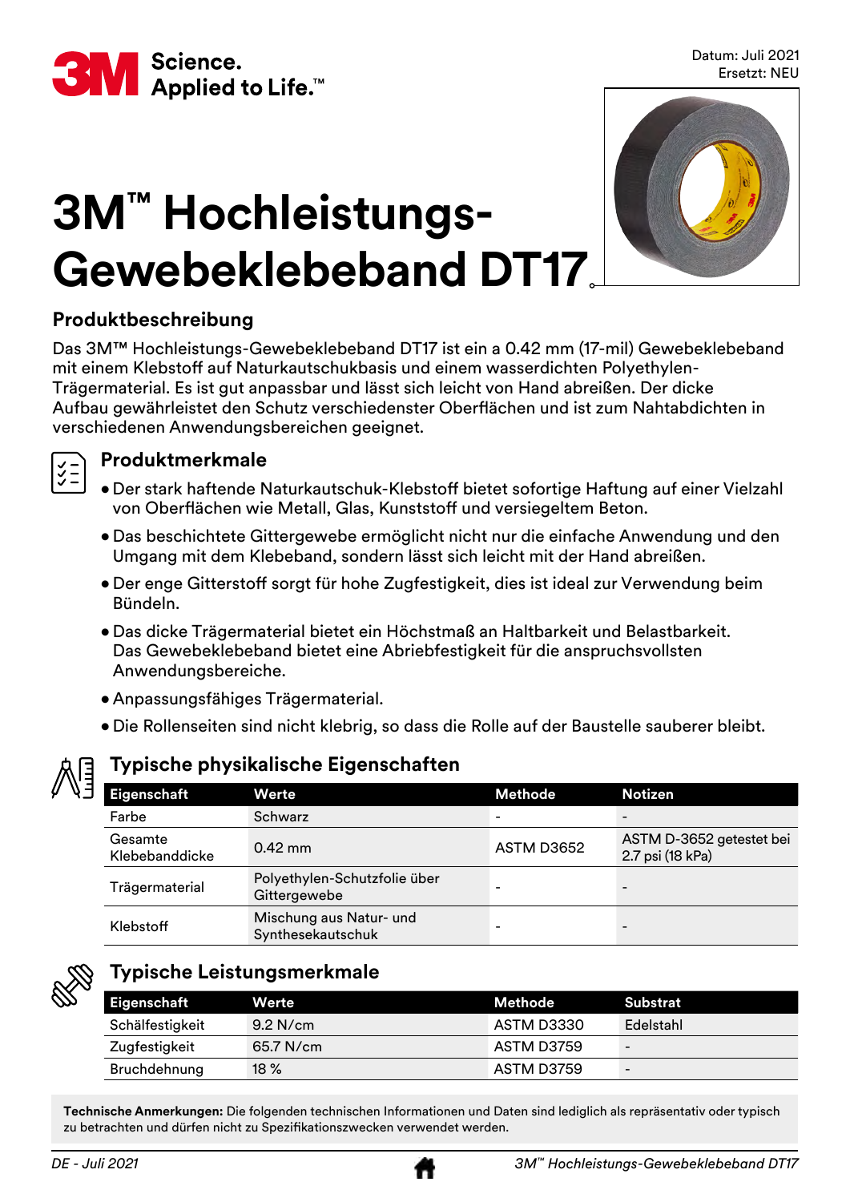Datum: Juli 2021
Ersetzt: NEU

# 3M™ Hochleistungs-Gewebeklebeband DT17

## Produktbeschreibung

Das 3M™ Hochleistungs-Gewebeklebeband DT17 ist ein a 0.42 mm (17-mil) Gewebeklebeband mit einem Klebstoff auf Naturkautschukbasis und einem wasserdichten Polyethylen-Trägermaterial. Es ist gut anpassbar und lässt sich leicht von Hand abreißen. Der dicke Aufbau gewährleistet den Schutz verschiedenster Oberflächen und ist zum Nahtabdichten in verschiedenen Anwendungsbereichen geeignet.

## Produktmerkmale

- Der stark haftende Naturkautschuk-Klebstoff bietet sofortige Haftung auf einer Vielzahl von Oberflächen wie Metall, Glas, Kunststoff und versiegeltem Beton.
- Das beschichtete Gittergewebe ermöglicht nicht nur die einfache Anwendung und den Umgang mit dem Klebeband, sondern lässt sich leicht mit der Hand abreißen.
- Der enge Gitterstoff sorgt für hohe Zugfestigkeit, dies ist ideal zur Verwendung beim Bündeln.
- Das dicke Trägermaterial bietet ein Höchstmaß an Haltbarkeit und Belastbarkeit. Das Gewebeklebeband bietet eine Abriebfestigkeit für die anspruchsvollsten Anwendungsbereiche.
- Anpassungsfähiges Trägermaterial.
- Die Rollenseiten sind nicht klebrig, so dass die Rolle auf der Baustelle sauberer bleibt.

## Typische physikalische Eigenschaften

| Eigenschaft | Werte | Methode | Notizen |
|---|---|---|---|
| Farbe | Schwarz | - | - |
| Gesamte Klebebanddicke | 0.42 mm | ASTM D3652 | ASTM D-3652 getestet bei 2.7 psi (18 kPa) |
| Trägermaterial | Polyethylen-Schutzfolie über Gittergewebe | - | - |
| Klebstoff | Mischung aus Natur- und Synthesekautschuk | - | - |

## Typische Leistungsmerkmale

| Eigenschaft | Werte | Methode | Substrat |
|---|---|---|---|
| Schälfestigkeit | 9.2 N/cm | ASTM D3330 | Edelstahl |
| Zugfestigkeit | 65.7 N/cm | ASTM D3759 | - |
| Bruchdehnung | 18 % | ASTM D3759 | - |

**Technische Anmerkungen:** Die folgenden technischen Informationen und Daten sind lediglich als repräsentativ oder typisch zu betrachten und dürfen nicht zu Spezifikationszwecken verwendet werden.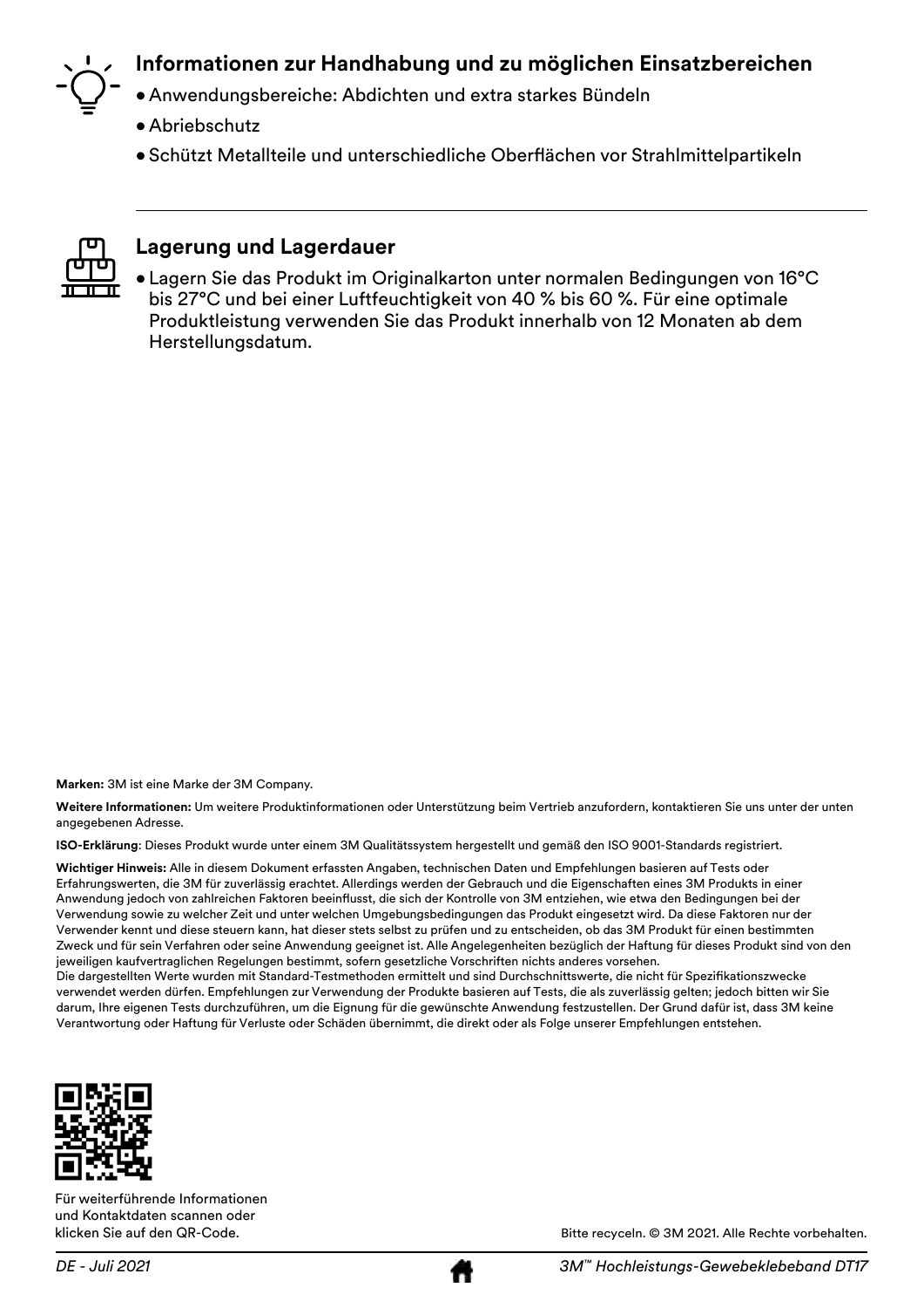## Informationen zur Handhabung und zu möglichen Einsatzbereichen

- Anwendungsbereiche: Abdichten und extra starkes Bündeln
- Abriebschutz
- Schützt Metallteile und unterschiedliche Oberflächen vor Strahlmittelpartikeln

## Lagerung und Lagerdauer

- Lagern Sie das Produkt im Originalkarton unter normalen Bedingungen von 16°C bis 27°C und bei einer Luftfeuchtigkeit von 40 % bis 60 %. Für eine optimale Produktleistung verwenden Sie das Produkt innerhalb von 12 Monaten ab dem Herstellungsdatum.

**Marken:** 3M ist eine Marke der 3M Company.

**Weitere Informationen:** Um weitere Produktinformationen oder Unterstützung beim Vertrieb anzufordern, kontaktieren Sie uns unter der unten angegebenen Adresse.

**ISO-Erklärung**: Dieses Produkt wurde unter einem 3M Qualitätssystem hergestellt und gemäß den ISO 9001-Standards registriert.

**Wichtiger Hinweis:** Alle in diesem Dokument erfassten Angaben, technischen Daten und Empfehlungen basieren auf Tests oder Erfahrungswerten, die 3M für zuverlässig erachtet. Allerdings werden der Gebrauch und die Eigenschaften eines 3M Produkts in einer Anwendung jedoch von zahlreichen Faktoren beeinflusst, die sich der Kontrolle von 3M entziehen, wie etwa den Bedingungen bei der Verwendung sowie zu welcher Zeit und unter welchen Umgebungsbedingungen das Produkt eingesetzt wird. Da diese Faktoren nur der Verwender kennt und diese steuern kann, hat dieser stets selbst zu prüfen und zu entscheiden, ob das 3M Produkt für einen bestimmten Zweck und für sein Verfahren oder seine Anwendung geeignet ist. Alle Angelegenheiten bezüglich der Haftung für dieses Produkt sind von den jeweiligen kaufvertraglichen Regelungen bestimmt, sofern gesetzliche Vorschriften nichts anderes vorsehen.
Die dargestellten Werte wurden mit Standard-Testmethoden ermittelt und sind Durchschnittswerte, die nicht für Spezifikationszwecke verwendet werden dürfen. Empfehlungen zur Verwendung der Produkte basieren auf Tests, die als zuverlässig gelten; jedoch bitten wir Sie darum, Ihre eigenen Tests durchzuführen, um die Eignung für die gewünschte Anwendung festzustellen. Der Grund dafür ist, dass 3M keine Verantwortung oder Haftung für Verluste oder Schäden übernimmt, die direkt oder als Folge unserer Empfehlungen entstehen.

Für weiterführende Informationen und Kontaktdaten scannen oder klicken Sie auf den QR-Code.

Bitte recyceln. © 3M 2021. Alle Rechte vorbehalten.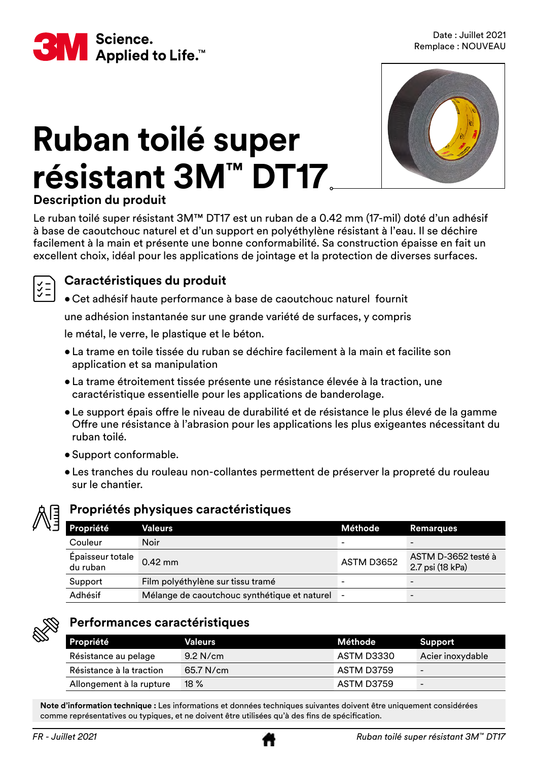Date : Juillet 2021
Remplace : NOUVEAU

# Ruban toilé super résistant 3M™ DT17

## Description du produit

Le ruban toilé super résistant 3M™ DT17 est un ruban de a 0.42 mm (17-mil) doté d'un adhésif à base de caoutchouc naturel et d'un support en polyéthylène résistant à l'eau. Il se déchire facilement à la main et présente une bonne conformabilité. Sa construction épaisse en fait un excellent choix, idéal pour les applications de jointage et la protection de diverses surfaces.

## Caractéristiques du produit

- Cet adhésif haute performance à base de caoutchouc naturel fournit une adhésion instantanée sur une grande variété de surfaces, y compris le métal, le verre, le plastique et le béton.
- La trame en toile tissée du ruban se déchire facilement à la main et facilite son application et sa manipulation
- La trame étroitement tissée présente une résistance élevée à la traction, une caractéristique essentielle pour les applications de banderolage.
- Le support épais offre le niveau de durabilité et de résistance le plus élevé de la gamme Offre une résistance à l'abrasion pour les applications les plus exigeantes nécessitant du ruban toilé.
- Support conformable.
- Les tranches du rouleau non-collantes permettent de préserver la propreté du rouleau sur le chantier.

## Propriétés physiques caractéristiques

| Propriété | Valeurs | Méthode | Remarques |
|---|---|---|---|
| Couleur | Noir | - | - |
| Épaisseur totale du ruban | 0.42 mm | ASTM D3652 | ASTM D-3652 testé à 2.7 psi (18 kPa) |
| Support | Film polyéthylène sur tissu tramé | - | - |
| Adhésif | Mélange de caoutchouc synthétique et naturel | - | - |

## Performances caractéristiques

| Propriété | Valeurs | Méthode | Support |
|---|---|---|---|
| Résistance au pelage | 9.2 N/cm | ASTM D3330 | Acier inoxydable |
| Résistance à la traction | 65.7 N/cm | ASTM D3759 | - |
| Allongement à la rupture | 18 % | ASTM D3759 | - |

**Note d'information technique :** Les informations et données techniques suivantes doivent être uniquement considérées comme représentatives ou typiques, et ne doivent être utilisées qu'à des fins de spécification.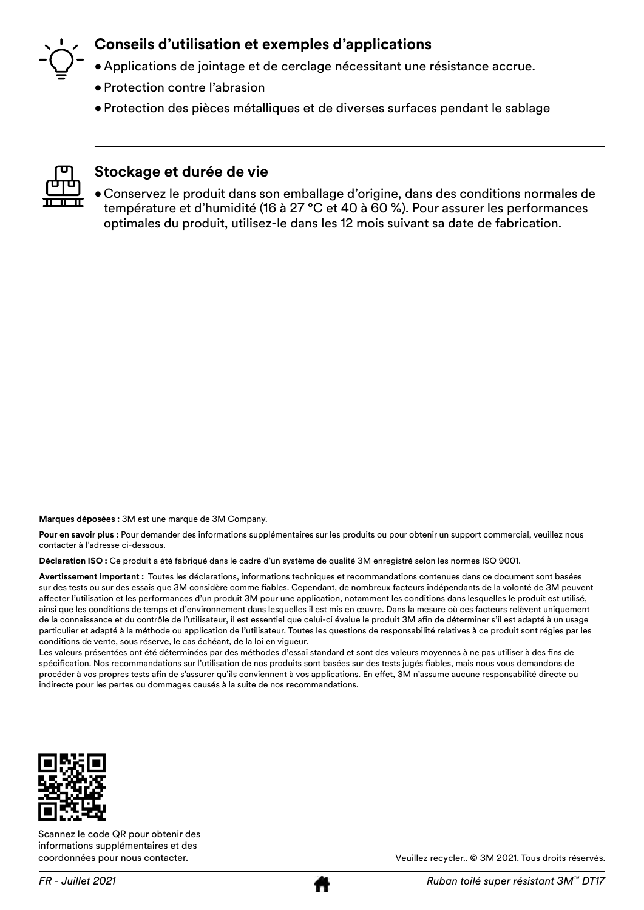## Conseils d'utilisation et exemples d'applications

- Applications de jointage et de cerclage nécessitant une résistance accrue.
- Protection contre l'abrasion
- Protection des pièces métalliques et de diverses surfaces pendant le sablage

## Stockage et durée de vie

- Conservez le produit dans son emballage d'origine, dans des conditions normales de température et d'humidité (16 à 27 °C et 40 à 60 %). Pour assurer les performances optimales du produit, utilisez-le dans les 12 mois suivant sa date de fabrication.

**Marques déposées :** 3M est une marque de 3M Company.

**Pour en savoir plus :** Pour demander des informations supplémentaires sur les produits ou pour obtenir un support commercial, veuillez nous contacter à l'adresse ci-dessous.

**Déclaration ISO :** Ce produit a été fabriqué dans le cadre d'un système de qualité 3M enregistré selon les normes ISO 9001.

**Avertissement important :** Toutes les déclarations, informations techniques et recommandations contenues dans ce document sont basées sur des tests ou sur des essais que 3M considère comme fiables. Cependant, de nombreux facteurs indépendants de la volonté de 3M peuvent affecter l'utilisation et les performances d'un produit 3M pour une application, notamment les conditions dans lesquelles le produit est utilisé, ainsi que les conditions de temps et d'environnement dans lesquelles il est mis en œuvre. Dans la mesure où ces facteurs relèvent uniquement de la connaissance et du contrôle de l'utilisateur, il est essentiel que celui-ci évalue le produit 3M afin de déterminer s'il est adapté à un usage particulier et adapté à la méthode ou application de l'utilisateur. Toutes les questions de responsabilité relatives à ce produit sont régies par les conditions de vente, sous réserve, le cas échéant, de la loi en vigueur.
Les valeurs présentées ont été déterminées par des méthodes d'essai standard et sont des valeurs moyennes à ne pas utiliser à des fins de spécification. Nos recommandations sur l'utilisation de nos produits sont basées sur des tests jugés fiables, mais nous vous demandons de procéder à vos propres tests afin de s'assurer qu'ils conviennent à vos applications. En effet, 3M n'assume aucune responsabilité directe ou indirecte pour les pertes ou dommages causés à la suite de nos recommandations.

Scannez le code QR pour obtenir des informations supplémentaires et des coordonnées pour nous contacter.

Veuillez recycler.. © 3M 2021. Tous droits réservés.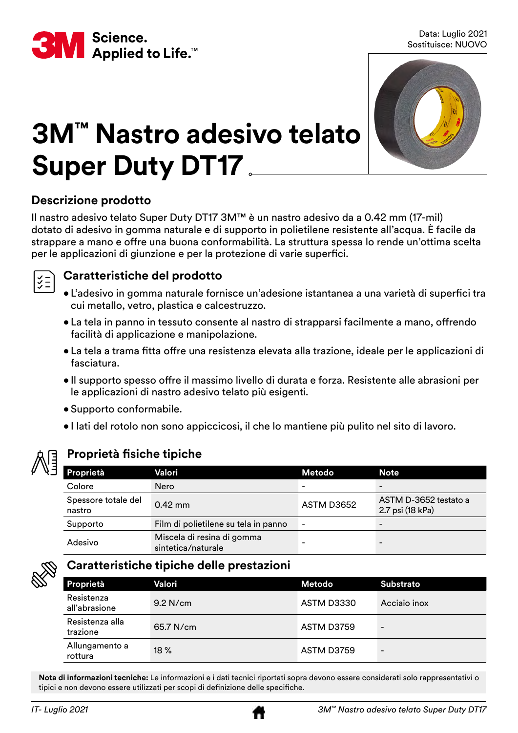Data: Luglio 2021
Sostituisce: NUOVO

# 3M™ Nastro adesivo telato Super Duty DT17

## Descrizione prodotto

Il nastro adesivo telato Super Duty DT17 3M™ è un nastro adesivo da a 0.42 mm (17-mil) dotato di adesivo in gomma naturale e di supporto in polietilene resistente all'acqua. È facile da strappare a mano e offre una buona conformabilità. La struttura spessa lo rende un'ottima scelta per le applicazioni di giunzione e per la protezione di varie superfici.

## Caratteristiche del prodotto

- L'adesivo in gomma naturale fornisce un'adesione istantanea a una varietà di superfici tra cui metallo, vetro, plastica e calcestruzzo.
- La tela in panno in tessuto consente al nastro di strapparsi facilmente a mano, offrendo facilità di applicazione e manipolazione.
- La tela a trama fitta offre una resistenza elevata alla trazione, ideale per le applicazioni di fasciatura.
- Il supporto spesso offre il massimo livello di durata e forza. Resistente alle abrasioni per le applicazioni di nastro adesivo telato più esigenti.
- Supporto conformabile.
- I lati del rotolo non sono appiccicosi, il che lo mantiene più pulito nel sito di lavoro.

## Proprietà fisiche tipiche

| Proprietà | Valori | Metodo | Note |
|---|---|---|---|
| Colore | Nero | - | - |
| Spessore totale del nastro | 0.42 mm | ASTM D3652 | ASTM D-3652 testato a 2.7 psi (18 kPa) |
| Supporto | Film di polietilene su tela in panno | - | - |
| Adesivo | Miscela di resina di gomma sintetica/naturale | - | - |

## Caratteristiche tipiche delle prestazioni

| Proprietà | Valori | Metodo | Substrato |
|---|---|---|---|
| Resistenza all'abrasione | 9.2 N/cm | ASTM D3330 | Acciaio inox |
| Resistenza alla trazione | 65.7 N/cm | ASTM D3759 | - |
| Allungamento a rottura | 18 % | ASTM D3759 | - |

**Nota di informazioni tecniche:** Le informazioni e i dati tecnici riportati sopra devono essere considerati solo rappresentativi o tipici e non devono essere utilizzati per scopi di definizione delle specifiche.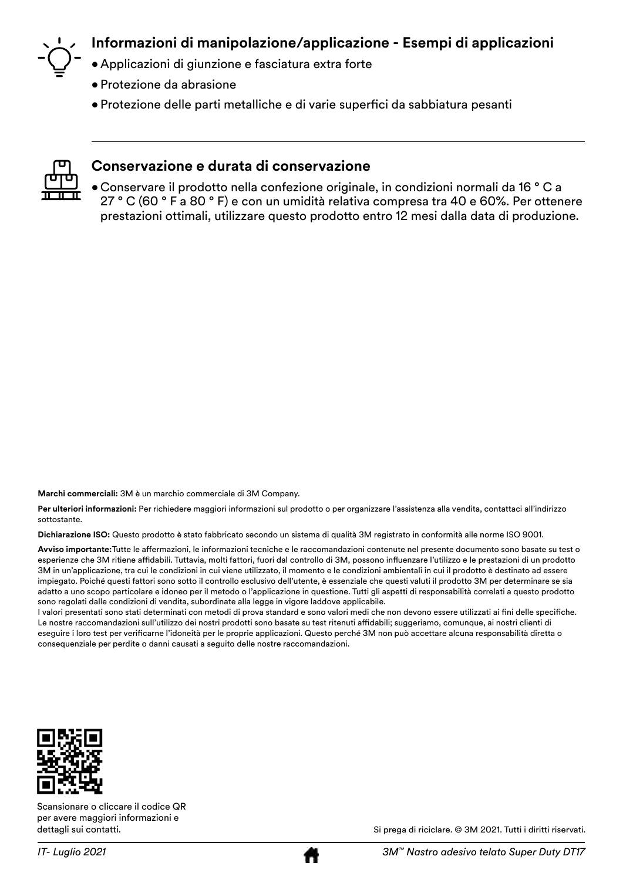## Informazioni di manipolazione/applicazione - Esempi di applicazioni

- Applicazioni di giunzione e fasciatura extra forte
- Protezione da abrasione
- Protezione delle parti metalliche e di varie superfici da sabbiatura pesanti

---

## Conservazione e durata di conservazione

- Conservare il prodotto nella confezione originale, in condizioni normali da 16 ° C a 27 ° C (60 ° F a 80 ° F) e con un umidità relativa compresa tra 40 e 60%. Per ottenere prestazioni ottimali, utilizzare questo prodotto entro 12 mesi dalla data di produzione.

**Marchi commerciali:** 3M è un marchio commerciale di 3M Company.

**Per ulteriori informazioni:** Per richiedere maggiori informazioni sul prodotto o per organizzare l'assistenza alla vendita, contattaci all'indirizzo sottostante.

**Dichiarazione ISO:** Questo prodotto è stato fabbricato secondo un sistema di qualità 3M registrato in conformità alle norme ISO 9001.

**Avviso importante:** Tutte le affermazioni, le informazioni tecniche e le raccomandazioni contenute nel presente documento sono basate su test o esperienze che 3M ritiene affidabili. Tuttavia, molti fattori, fuori dal controllo di 3M, possono influenzare l'utilizzo e le prestazioni di un prodotto 3M in un'applicazione, tra cui le condizioni in cui viene utilizzato, il momento e le condizioni ambientali in cui il prodotto è destinato ad essere impiegato. Poiché questi fattori sono sotto il controllo esclusivo dell'utente, è essenziale che questi valuti il prodotto 3M per determinare se sia adatto a uno scopo particolare e idoneo per il metodo o l'applicazione in questione. Tutti gli aspetti di responsabilità correlati a questo prodotto sono regolati dalle condizioni di vendita, subordinate alla legge in vigore laddove applicabile.
I valori presentati sono stati determinati con metodi di prova standard e sono valori medi che non devono essere utilizzati ai fini delle specifiche. Le nostre raccomandazioni sull'utilizzo dei nostri prodotti sono basate su test ritenuti affidabili; suggeriamo, comunque, ai nostri clienti di eseguire i loro test per verificarne l'idoneità per le proprie applicazioni. Questo perché 3M non può accettare alcuna responsabilità diretta o consequenziale per perdite o danni causati a seguito delle nostre raccomandazioni.

Scansionare o cliccare il codice QR per avere maggiori informazioni e dettagli sui contatti.

Si prega di riciclare. © 3M 2021. Tutti i diritti riservati.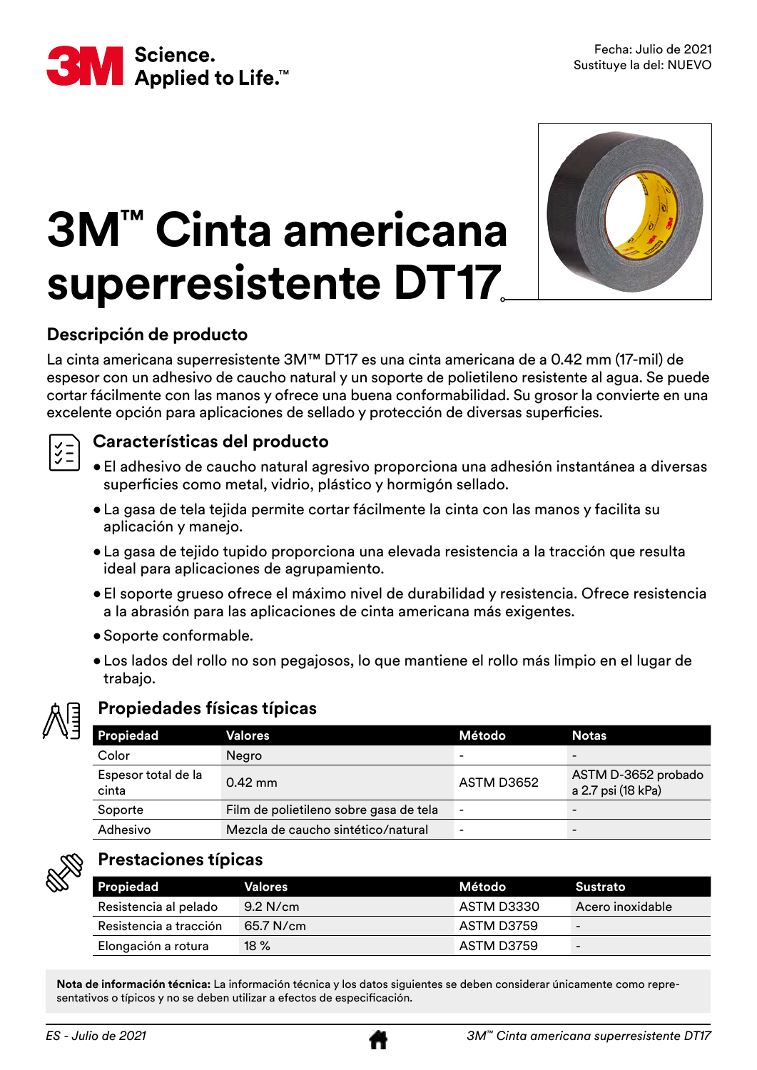Fecha: Julio de 2021
Sustituye la del: NUEVO

# 3M™ Cinta americana superresistente DT17

## Descripción de producto

La cinta americana superresistente 3M™ DT17 es una cinta americana de a 0.42 mm (17-mil) de espesor con un adhesivo de caucho natural y un soporte de polietileno resistente al agua. Se puede cortar fácilmente con las manos y ofrece una buena conformabilidad. Su grosor la convierte en una excelente opción para aplicaciones de sellado y protección de diversas superficies.

## Características del producto

- El adhesivo de caucho natural agresivo proporciona una adhesión instantánea a diversas superficies como metal, vidrio, plástico y hormigón sellado.
- La gasa de tela tejida permite cortar fácilmente la cinta con las manos y facilita su aplicación y manejo.
- La gasa de tejido tupido proporciona una elevada resistencia a la tracción que resulta ideal para aplicaciones de agrupamiento.
- El soporte grueso ofrece el máximo nivel de durabilidad y resistencia. Ofrece resistencia a la abrasión para las aplicaciones de cinta americana más exigentes.
- Soporte conformable.
- Los lados del rollo no son pegajosos, lo que mantiene el rollo más limpio en el lugar de trabajo.

## Propiedades físicas típicas

| Propiedad | Valores | Método | Notas |
|---|---|---|---|
| Color | Negro | - | - |
| Espesor total de la cinta | 0.42 mm | ASTM D3652 | ASTM D-3652 probado a 2.7 psi (18 kPa) |
| Soporte | Film de polietileno sobre gasa de tela | - | - |
| Adhesivo | Mezcla de caucho sintético/natural | - | - |

## Prestaciones típicas

| Propiedad | Valores | Método | Sustrato |
|---|---|---|---|
| Resistencia al pelado | 9.2 N/cm | ASTM D3330 | Acero inoxidable |
| Resistencia a tracción | 65.7 N/cm | ASTM D3759 | - |
| Elongación a rotura | 18 % | ASTM D3759 | - |

**Nota de información técnica:** La información técnica y los datos siguientes se deben considerar únicamente como representativos o típicos y no se deben utilizar a efectos de especificación.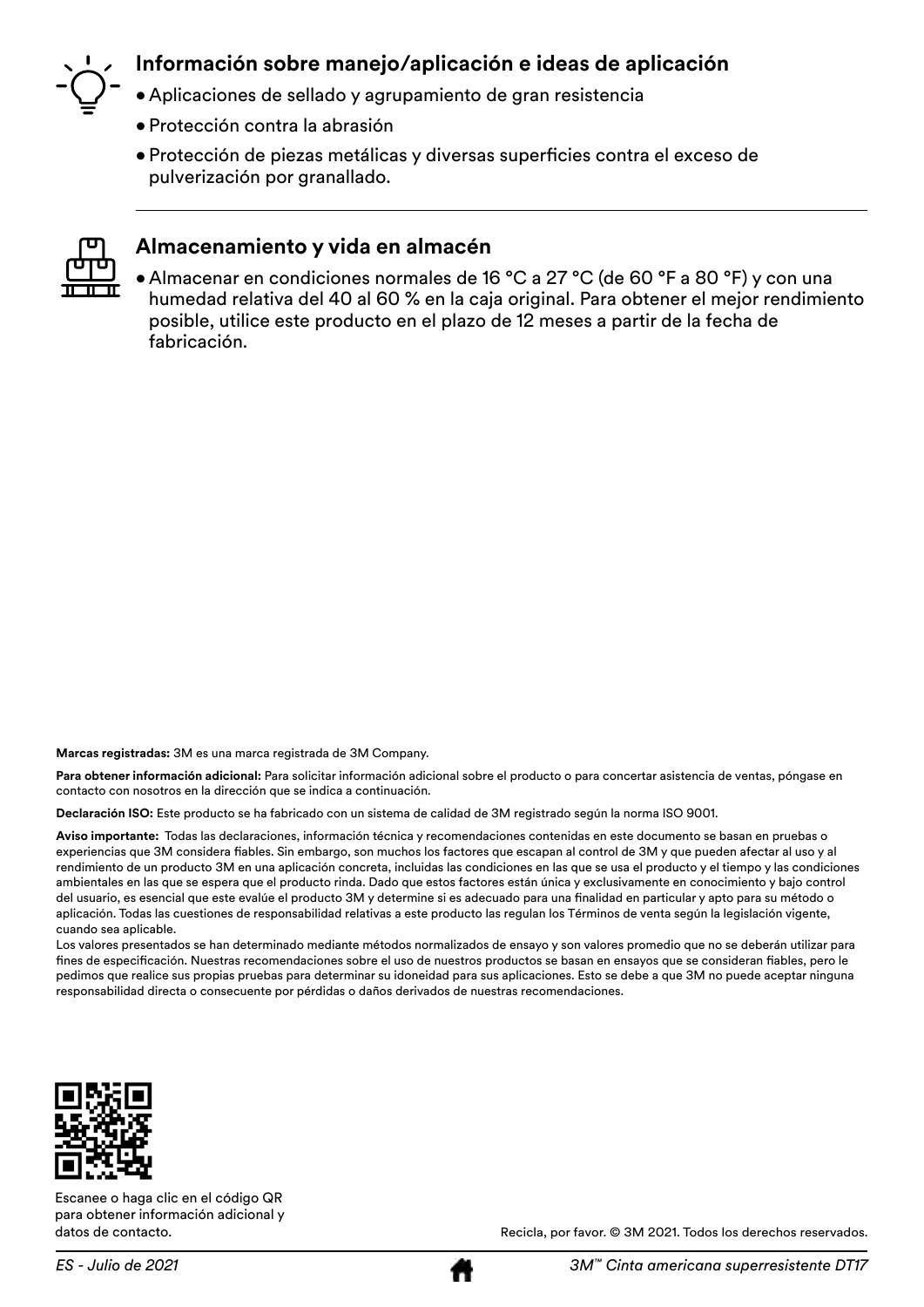## Información sobre manejo/aplicación e ideas de aplicación

- Aplicaciones de sellado y agrupamiento de gran resistencia
- Protección contra la abrasión
- Protección de piezas metálicas y diversas superficies contra el exceso de pulverización por granallado.

## Almacenamiento y vida en almacén

- Almacenar en condiciones normales de 16 °C a 27 °C (de 60 °F a 80 °F) y con una humedad relativa del 40 al 60 % en la caja original. Para obtener el mejor rendimiento posible, utilice este producto en el plazo de 12 meses a partir de la fecha de fabricación.

**Marcas registradas:** 3M es una marca registrada de 3M Company.

**Para obtener información adicional:** Para solicitar información adicional sobre el producto o para concertar asistencia de ventas, póngase en contacto con nosotros en la dirección que se indica a continuación.

**Declaración ISO:** Este producto se ha fabricado con un sistema de calidad de 3M registrado según la norma ISO 9001.

**Aviso importante:** Todas las declaraciones, información técnica y recomendaciones contenidas en este documento se basan en pruebas o experiencias que 3M considera fiables. Sin embargo, son muchos los factores que escapan al control de 3M y que pueden afectar al uso y al rendimiento de un producto 3M en una aplicación concreta, incluidas las condiciones en las que se usa el producto y el tiempo y las condiciones ambientales en las que se espera que el producto rinda. Dado que estos factores están única y exclusivamente en conocimiento y bajo control del usuario, es esencial que este evalúe el producto 3M y determine si es adecuado para una finalidad en particular y apto para su método o aplicación. Todas las cuestiones de responsabilidad relativas a este producto las regulan los Términos de venta según la legislación vigente, cuando sea aplicable.
Los valores presentados se han determinado mediante métodos normalizados de ensayo y son valores promedio que no se deberán utilizar para fines de especificación. Nuestras recomendaciones sobre el uso de nuestros productos se basan en ensayos que se consideran fiables, pero le pedimos que realice sus propias pruebas para determinar su idoneidad para sus aplicaciones. Esto se debe a que 3M no puede aceptar ninguna responsabilidad directa o consecuente por pérdidas o daños derivados de nuestras recomendaciones.

Escanee o haga clic en el código QR para obtener información adicional y datos de contacto.

Recicla, por favor. © 3M 2021. Todos los derechos reservados.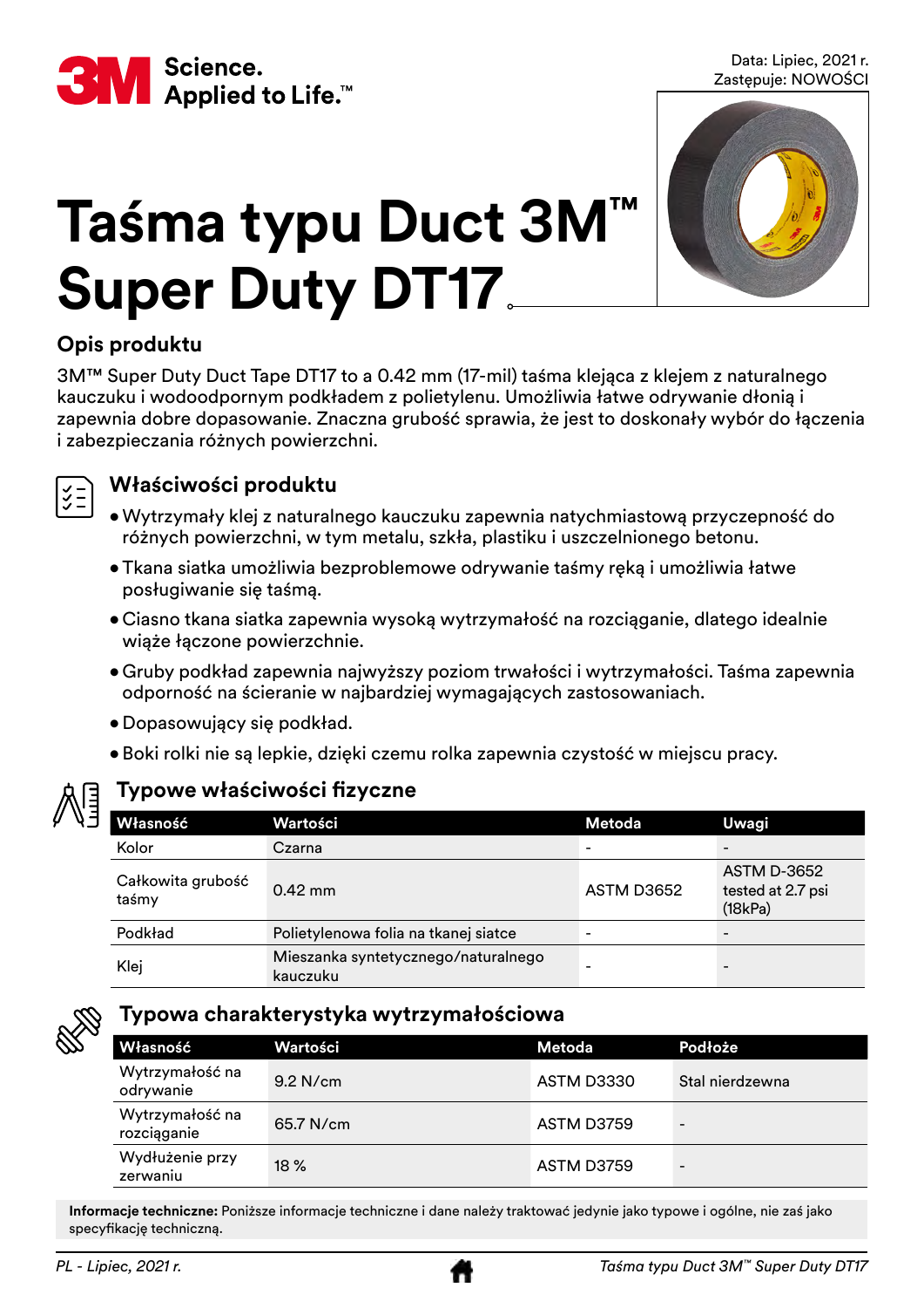Data: Lipiec, 2021 r.
Zastępuje: NOWOŚCI

# Taśma typu Duct 3M™ Super Duty DT17

## Opis produktu

3M™ Super Duty Duct Tape DT17 to a 0.42 mm (17-mil) taśma klejąca z klejem z naturalnego kauczuku i wodoodpornym podkładem z polietylenu. Umożliwia łatwe odrywanie dłonią i zapewnia dobre dopasowanie. Znaczna grubość sprawia, że jest to doskonały wybór do łączenia i zabezpieczania różnych powierzchni.

## Właściwości produktu

- Wytrzymały klej z naturalnego kauczuku zapewnia natychmiastową przyczepność do różnych powierzchni, w tym metalu, szkła, plastiku i uszczelnionego betonu.
- Tkana siatka umożliwia bezproblemowe odrywanie taśmy ręką i umożliwia łatwe posługiwanie się taśmą.
- Ciasno tkana siatka zapewnia wysoką wytrzymałość na rozciąganie, dlatego idealnie wiąże łączone powierzchnie.
- Gruby podkład zapewnia najwyższy poziom trwałości i wytrzymałości. Taśma zapewnia odporność na ścieranie w najbardziej wymagających zastosowaniach.
- Dopasowujący się podkład.
- Boki rolki nie są lepkie, dzięki czemu rolka zapewnia czystość w miejscu pracy.

## Typowe właściwości fizyczne

| Własność | Wartości | Metoda | Uwagi |
|---|---|---|---|
| Kolor | Czarna | - | - |
| Całkowita grubość taśmy | 0.42 mm | ASTM D3652 | ASTM D-3652 tested at 2.7 psi (18kPa) |
| Podkład | Polietylenowa folia na tkanej siatce | - | - |
| Klej | Mieszanka syntetycznego/naturalnego kauczuku | - | - |

## Typowa charakterystyka wytrzymałościowa

| Własność | Wartości | Metoda | Podłoże |
|---|---|---|---|
| Wytrzymałość na odrywanie | 9.2 N/cm | ASTM D3330 | Stal nierdzewna |
| Wytrzymałość na rozciąganie | 65.7 N/cm | ASTM D3759 | - |
| Wydłużenie przy zerwaniu | 18 % | ASTM D3759 | - |

**Informacje techniczne:** Poniższe informacje techniczne i dane należy traktować jedynie jako typowe i ogólne, nie zaś jako specyfikację techniczną.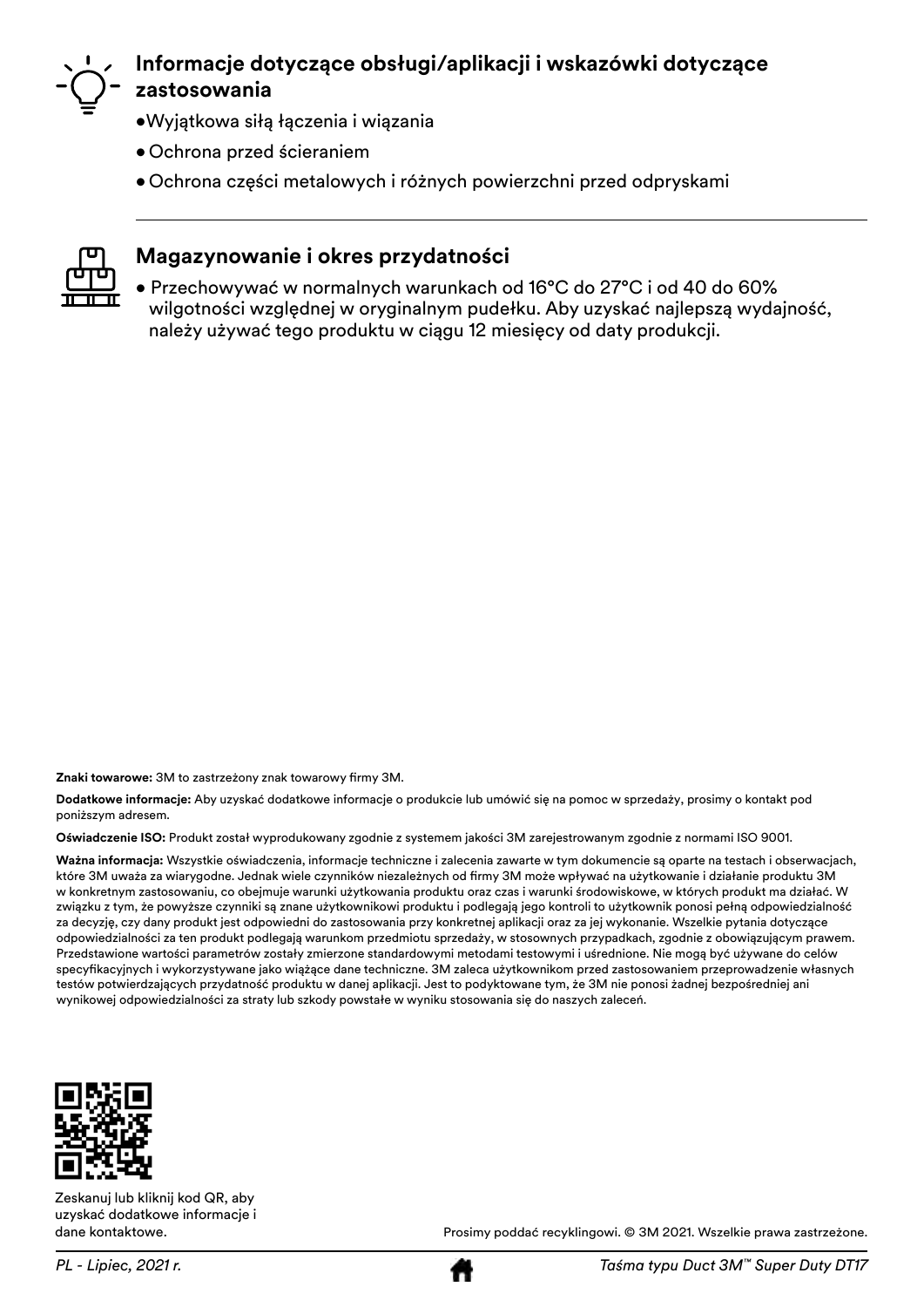## Informacje dotyczące obsługi/aplikacji i wskazówki dotyczące zastosowania

- Wyjątkowa siłą łączenia i wiązania
- Ochrona przed ścieraniem
- Ochrona części metalowych i różnych powierzchni przed odpryskami

## Magazynowanie i okres przydatności

- Przechowywać w normalnych warunkach od 16°C do 27°C i od 40 do 60% wilgotności względnej w oryginalnym pudełku. Aby uzyskać najlepszą wydajność, należy używać tego produktu w ciągu 12 miesięcy od daty produkcji.

**Znaki towarowe:** 3M to zastrzeżony znak towarowy firmy 3M.

**Dodatkowe informacje:** Aby uzyskać dodatkowe informacje o produkcie lub umówić się na pomoc w sprzedaży, prosimy o kontakt pod poniższym adresem.

**Oświadczenie ISO:** Produkt został wyprodukowany zgodnie z systemem jakości 3M zarejestrowanym zgodnie z normami ISO 9001.

**Ważna informacja:** Wszystkie oświadczenia, informacje techniczne i zalecenia zawarte w tym dokumencie są oparte na testach i obserwacjach, które 3M uważa za wiarygodne. Jednak wiele czynników niezależnych od firmy 3M może wpływać na użytkowanie i działanie produktu 3M w konkretnym zastosowaniu, co obejmuje warunki użytkowania produktu oraz czas i warunki środowiskowe, w których produkt ma działać. W związku z tym, że powyższe czynniki są znane użytkownikowi produktu i podlegają jego kontroli to użytkownik ponosi pełną odpowiedzialność za decyzję, czy dany produkt jest odpowiedni do zastosowania przy konkretnej aplikacji oraz za jej wykonanie. Wszelkie pytania dotyczące odpowiedzialności za ten produkt podlegają warunkom przedmiotu sprzedaży, w stosownych przypadkach, zgodnie z obowiązującym prawem. Przedstawione wartości parametrów zostały zmierzone standardowymi metodami testowymi i uśrednione. Nie mogą być używane do celów specyfikacyjnych i wykorzystywane jako wiążące dane techniczne. 3M zaleca użytkownikom przed zastosowaniem przeprowadzenie własnych testów potwierdzających przydatność produktu w danej aplikacji. Jest to podyktowane tym, że 3M nie ponosi żadnej bezpośredniej ani wynikowej odpowiedzialności za straty lub szkody powstałe w wyniku stosowania się do naszych zaleceń.

Zeskanuj lub kliknij kod QR, aby uzyskać dodatkowe informacje i dane kontaktowe.

Prosimy poddać recyklingowi. © 3M 2021. Wszelkie prawa zastrzeżone.

*PL - Lipiec, 2021 r.*

*Taśma typu Duct 3M™ Super Duty DT17*